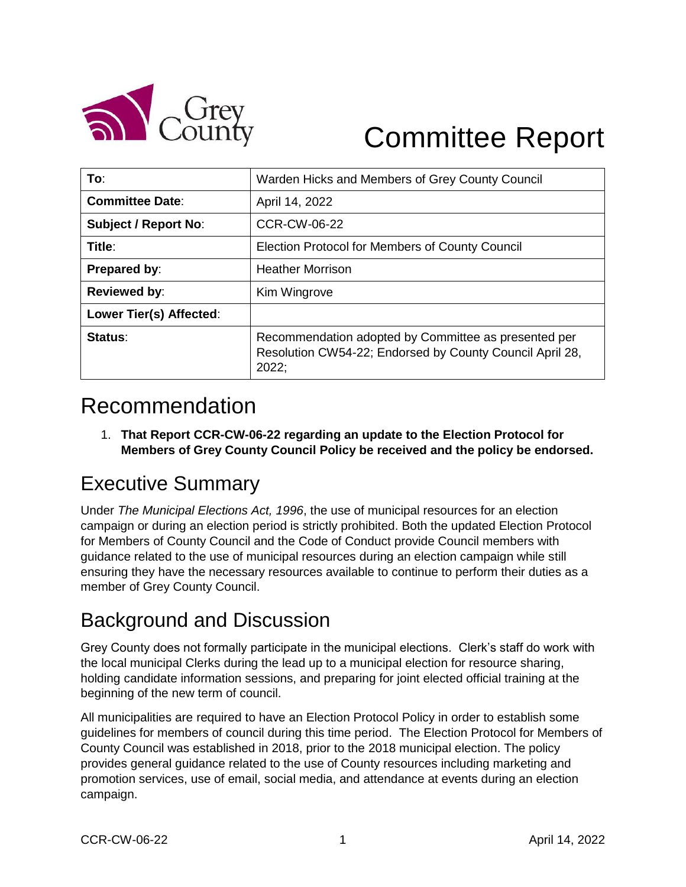# Committee Report

| To: | Warden Hicks and Members of Grey County Council |
|---|---|
| Committee Date: | April 14, 2022 |
| Subject / Report No: | CCR-CW-06-22 |
| Title: | Election Protocol for Members of County Council |
| Prepared by: | Heather Morrison |
| Reviewed by: | Kim Wingrove |
| Lower Tier(s) Affected: | |
| Status: | Recommendation adopted by Committee as presented per Resolution CW54-22; Endorsed by County Council April 28, 2022; |

## Recommendation

1. **That Report CCR-CW-06-22 regarding an update to the Election Protocol for Members of Grey County Council Policy be received and the policy be endorsed.**

## Executive Summary

Under *The Municipal Elections Act, 1996*, the use of municipal resources for an election campaign or during an election period is strictly prohibited. Both the updated Election Protocol for Members of County Council and the Code of Conduct provide Council members with guidance related to the use of municipal resources during an election campaign while still ensuring they have the necessary resources available to continue to perform their duties as a member of Grey County Council.

## Background and Discussion

Grey County does not formally participate in the municipal elections. Clerk's staff do work with the local municipal Clerks during the lead up to a municipal election for resource sharing, holding candidate information sessions, and preparing for joint elected official training at the beginning of the new term of council.

All municipalities are required to have an Election Protocol Policy in order to establish some guidelines for members of council during this time period. The Election Protocol for Members of County Council was established in 2018, prior to the 2018 municipal election. The policy provides general guidance related to the use of County resources including marketing and promotion services, use of email, social media, and attendance at events during an election campaign.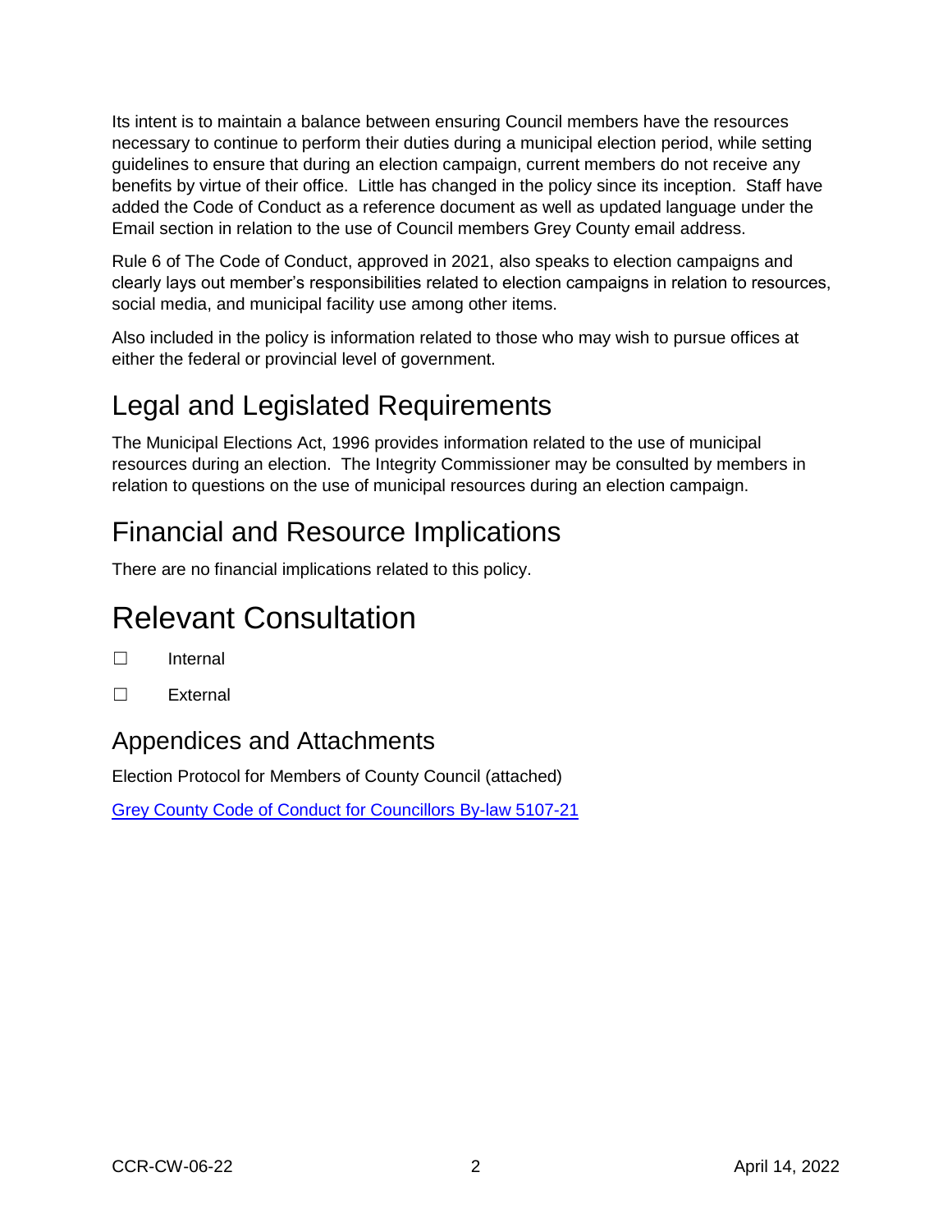Its intent is to maintain a balance between ensuring Council members have the resources necessary to continue to perform their duties during a municipal election period, while setting guidelines to ensure that during an election campaign, current members do not receive any benefits by virtue of their office. Little has changed in the policy since its inception. Staff have added the Code of Conduct as a reference document as well as updated language under the Email section in relation to the use of Council members Grey County email address.

Rule 6 of The Code of Conduct, approved in 2021, also speaks to election campaigns and clearly lays out member's responsibilities related to election campaigns in relation to resources, social media, and municipal facility use among other items.

Also included in the policy is information related to those who may wish to pursue offices at either the federal or provincial level of government.

## Legal and Legislated Requirements

The Municipal Elections Act, 1996 provides information related to the use of municipal resources during an election. The Integrity Commissioner may be consulted by members in relation to questions on the use of municipal resources during an election campaign.

## Financial and Resource Implications

There are no financial implications related to this policy.

# Relevant Consultation

☐ Internal

☐ External

## Appendices and Attachments

Election Protocol for Members of County Council (attached)

Grey County Code of Conduct for Councillors By-law 5107-21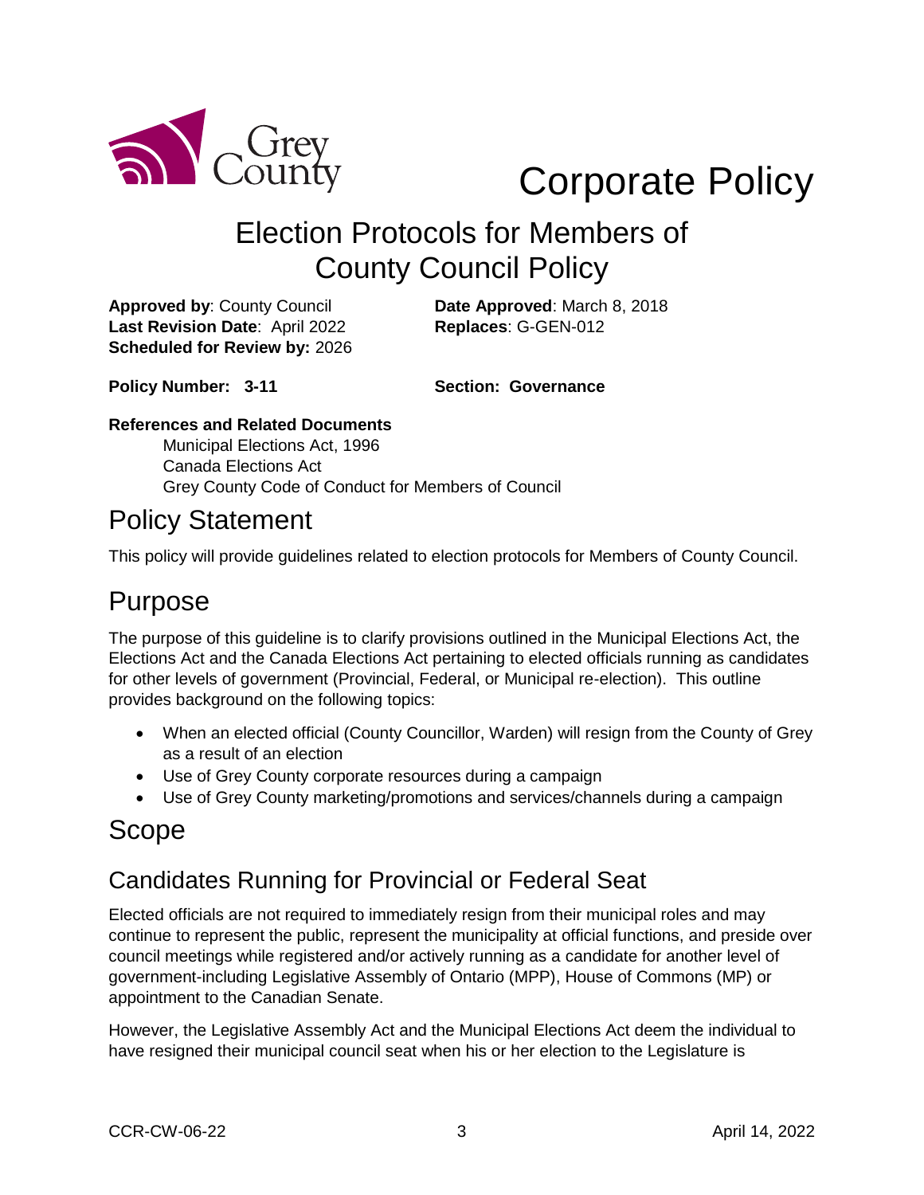Grey County

# Corporate Policy

## Election Protocols for Members of County Council Policy

**Approved by**: County Council
**Date Approved**: March 8, 2018
**Last Revision Date**: April 2022
**Replaces**: G-GEN-012
**Scheduled for Review by:** 2026

**Policy Number: 3-11**
**Section: Governance**

**References and Related Documents**

Municipal Elections Act, 1996
Canada Elections Act
Grey County Code of Conduct for Members of Council

## Policy Statement

This policy will provide guidelines related to election protocols for Members of County Council.

## Purpose

The purpose of this guideline is to clarify provisions outlined in the Municipal Elections Act, the Elections Act and the Canada Elections Act pertaining to elected officials running as candidates for other levels of government (Provincial, Federal, or Municipal re-election). This outline provides background on the following topics:

- When an elected official (County Councillor, Warden) will resign from the County of Grey as a result of an election
- Use of Grey County corporate resources during a campaign
- Use of Grey County marketing/promotions and services/channels during a campaign

## Scope

### Candidates Running for Provincial or Federal Seat

Elected officials are not required to immediately resign from their municipal roles and may continue to represent the public, represent the municipality at official functions, and preside over council meetings while registered and/or actively running as a candidate for another level of government-including Legislative Assembly of Ontario (MPP), House of Commons (MP) or appointment to the Canadian Senate.

However, the Legislative Assembly Act and the Municipal Elections Act deem the individual to have resigned their municipal council seat when his or her election to the Legislature is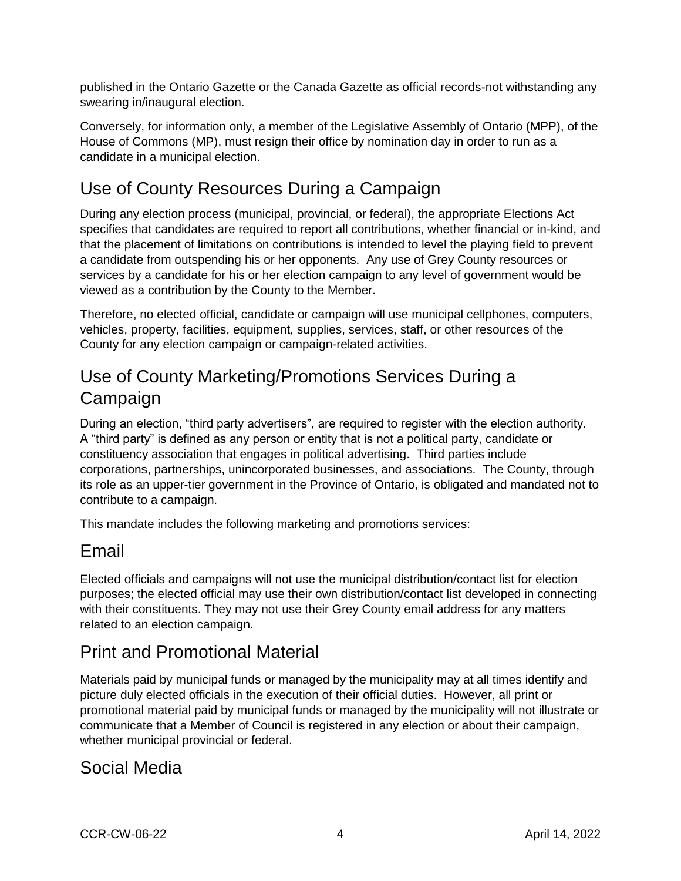published in the Ontario Gazette or the Canada Gazette as official records-not withstanding any swearing in/inaugural election.

Conversely, for information only, a member of the Legislative Assembly of Ontario (MPP), of the House of Commons (MP), must resign their office by nomination day in order to run as a candidate in a municipal election.

## Use of County Resources During a Campaign

During any election process (municipal, provincial, or federal), the appropriate Elections Act specifies that candidates are required to report all contributions, whether financial or in-kind, and that the placement of limitations on contributions is intended to level the playing field to prevent a candidate from outspending his or her opponents. Any use of Grey County resources or services by a candidate for his or her election campaign to any level of government would be viewed as a contribution by the County to the Member.

Therefore, no elected official, candidate or campaign will use municipal cellphones, computers, vehicles, property, facilities, equipment, supplies, services, staff, or other resources of the County for any election campaign or campaign-related activities.

## Use of County Marketing/Promotions Services During a Campaign

During an election, "third party advertisers", are required to register with the election authority. A "third party" is defined as any person or entity that is not a political party, candidate or constituency association that engages in political advertising. Third parties include corporations, partnerships, unincorporated businesses, and associations. The County, through its role as an upper-tier government in the Province of Ontario, is obligated and mandated not to contribute to a campaign.

This mandate includes the following marketing and promotions services:

## Email

Elected officials and campaigns will not use the municipal distribution/contact list for election purposes; the elected official may use their own distribution/contact list developed in connecting with their constituents. They may not use their Grey County email address for any matters related to an election campaign.

## Print and Promotional Material

Materials paid by municipal funds or managed by the municipality may at all times identify and picture duly elected officials in the execution of their official duties. However, all print or promotional material paid by municipal funds or managed by the municipality will not illustrate or communicate that a Member of Council is registered in any election or about their campaign, whether municipal provincial or federal.

## Social Media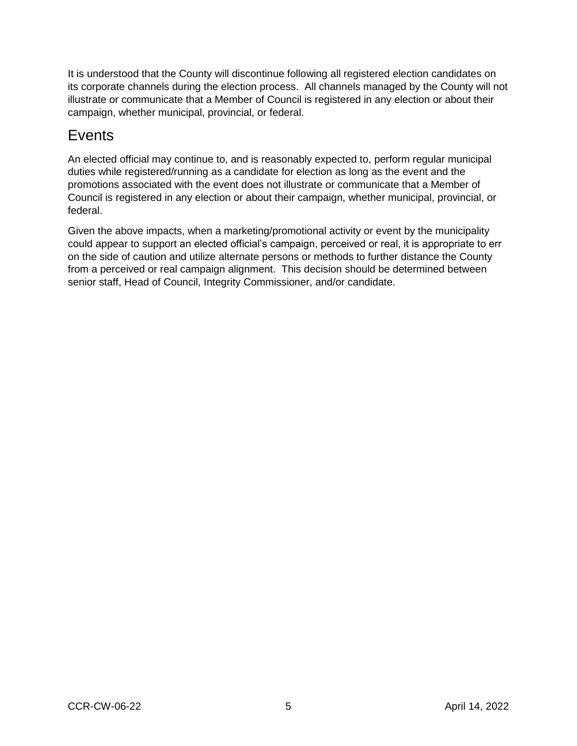It is understood that the County will discontinue following all registered election candidates on its corporate channels during the election process. All channels managed by the County will not illustrate or communicate that a Member of Council is registered in any election or about their campaign, whether municipal, provincial, or federal.

## Events

An elected official may continue to, and is reasonably expected to, perform regular municipal duties while registered/running as a candidate for election as long as the event and the promotions associated with the event does not illustrate or communicate that a Member of Council is registered in any election or about their campaign, whether municipal, provincial, or federal.

Given the above impacts, when a marketing/promotional activity or event by the municipality could appear to support an elected official's campaign, perceived or real, it is appropriate to err on the side of caution and utilize alternate persons or methods to further distance the County from a perceived or real campaign alignment. This decision should be determined between senior staff, Head of Council, Integrity Commissioner, and/or candidate.